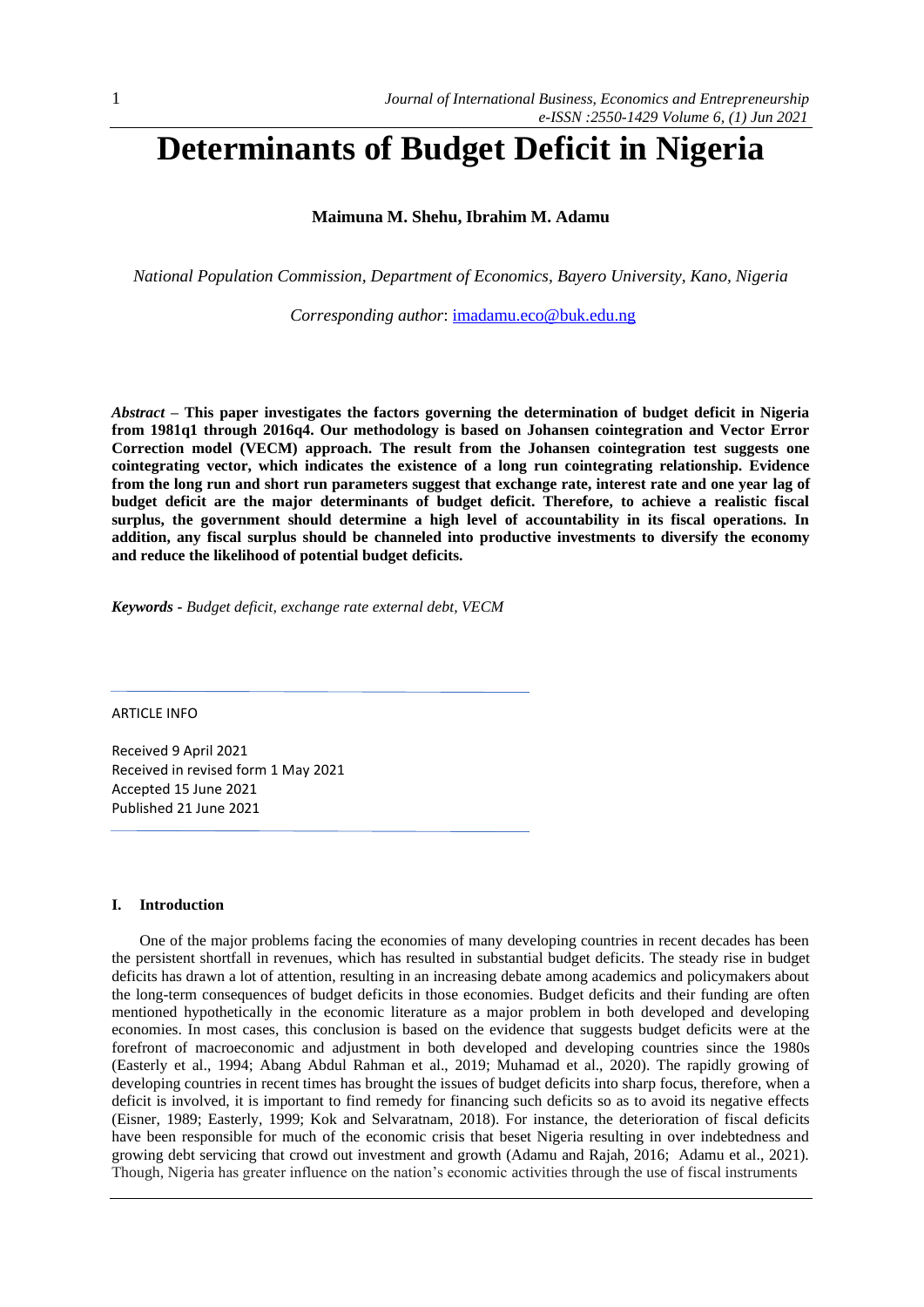# Determinants of Budget Deficit in Nigeria

**Maimuna M. Shehu, Ibrahim M. Adamu**

*National Population Commission, Department of Economics, Bayero University, Kano, Nigeria*

*Corresponding author*: imadamu.eco@buk.edu.ng

***Abstract* – This paper investigates the factors governing the determination of budget deficit in Nigeria from 1981q1 through 2016q4. Our methodology is based on Johansen cointegration and Vector Error Correction model (VECM) approach. The result from the Johansen cointegration test suggests one cointegrating vector, which indicates the existence of a long run cointegrating relationship. Evidence from the long run and short run parameters suggest that exchange rate, interest rate and one year lag of budget deficit are the major determinants of budget deficit. Therefore, to achieve a realistic fiscal surplus, the government should determine a high level of accountability in its fiscal operations. In addition, any fiscal surplus should be channeled into productive investments to diversify the economy and reduce the likelihood of potential budget deficits.**

***Keywords*** *- Budget deficit, exchange rate external debt, VECM*

ARTICLE INFO

Received 9 April 2021
Received in revised form 1 May 2021
Accepted 15 June 2021
Published 21 June 2021

## I. Introduction

One of the major problems facing the economies of many developing countries in recent decades has been the persistent shortfall in revenues, which has resulted in substantial budget deficits. The steady rise in budget deficits has drawn a lot of attention, resulting in an increasing debate among academics and policymakers about the long-term consequences of budget deficits in those economies. Budget deficits and their funding are often mentioned hypothetically in the economic literature as a major problem in both developed and developing economies. In most cases, this conclusion is based on the evidence that suggests budget deficits were at the forefront of macroeconomic and adjustment in both developed and developing countries since the 1980s (Easterly et al., 1994; Abang Abdul Rahman et al., 2019; Muhamad et al., 2020). The rapidly growing of developing countries in recent times has brought the issues of budget deficits into sharp focus, therefore, when a deficit is involved, it is important to find remedy for financing such deficits so as to avoid its negative effects (Eisner, 1989; Easterly, 1999; Kok and Selvaratnam, 2018). For instance, the deterioration of fiscal deficits have been responsible for much of the economic crisis that beset Nigeria resulting in over indebtedness and growing debt servicing that crowd out investment and growth (Adamu and Rajah, 2016; Adamu et al., 2021). Though, Nigeria has greater influence on the nation's economic activities through the use of fiscal instruments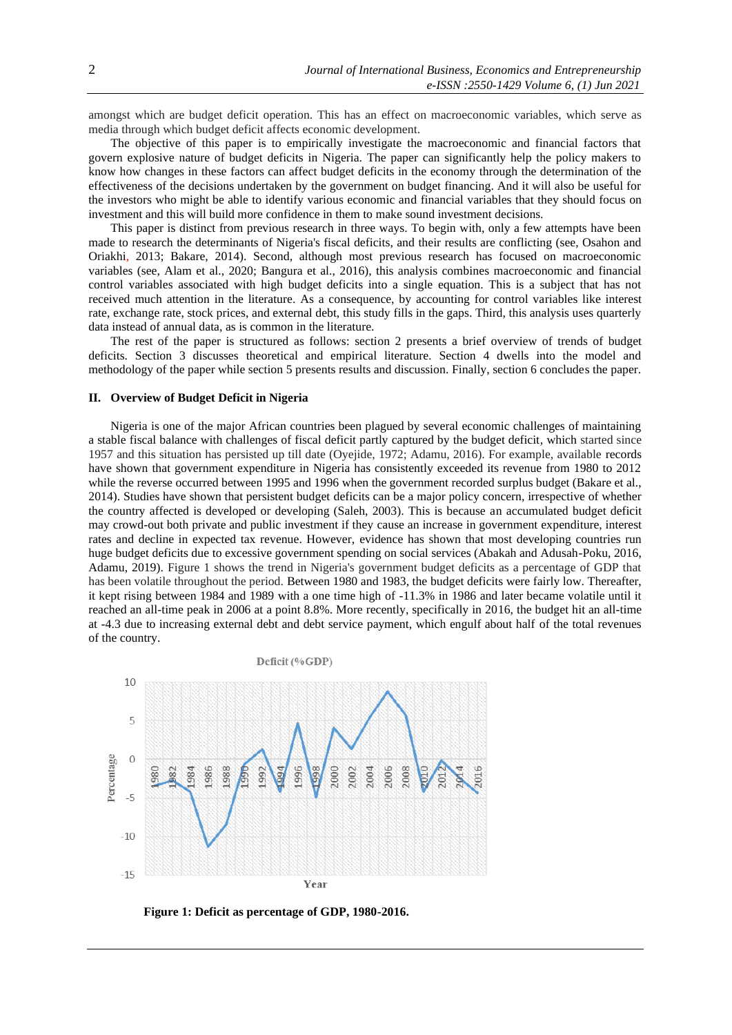amongst which are budget deficit operation. This has an effect on macroeconomic variables, which serve as media through which budget deficit affects economic development.

The objective of this paper is to empirically investigate the macroeconomic and financial factors that govern explosive nature of budget deficits in Nigeria. The paper can significantly help the policy makers to know how changes in these factors can affect budget deficits in the economy through the determination of the effectiveness of the decisions undertaken by the government on budget financing. And it will also be useful for the investors who might be able to identify various economic and financial variables that they should focus on investment and this will build more confidence in them to make sound investment decisions.

This paper is distinct from previous research in three ways. To begin with, only a few attempts have been made to research the determinants of Nigeria's fiscal deficits, and their results are conflicting (see, Osahon and Oriakhi, 2013; Bakare, 2014). Second, although most previous research has focused on macroeconomic variables (see, Alam et al., 2020; Bangura et al., 2016), this analysis combines macroeconomic and financial control variables associated with high budget deficits into a single equation. This is a subject that has not received much attention in the literature. As a consequence, by accounting for control variables like interest rate, exchange rate, stock prices, and external debt, this study fills in the gaps. Third, this analysis uses quarterly data instead of annual data, as is common in the literature.

The rest of the paper is structured as follows: section 2 presents a brief overview of trends of budget deficits. Section 3 discusses theoretical and empirical literature. Section 4 dwells into the model and methodology of the paper while section 5 presents results and discussion. Finally, section 6 concludes the paper.

## II. Overview of Budget Deficit in Nigeria

Nigeria is one of the major African countries been plagued by several economic challenges of maintaining a stable fiscal balance with challenges of fiscal deficit partly captured by the budget deficit, which started since 1957 and this situation has persisted up till date (Oyejide, 1972; Adamu, 2016). For example, available records have shown that government expenditure in Nigeria has consistently exceeded its revenue from 1980 to 2012 while the reverse occurred between 1995 and 1996 when the government recorded surplus budget (Bakare et al., 2014). Studies have shown that persistent budget deficits can be a major policy concern, irrespective of whether the country affected is developed or developing (Saleh, 2003). This is because an accumulated budget deficit may crowd-out both private and public investment if they cause an increase in government expenditure, interest rates and decline in expected tax revenue. However, evidence has shown that most developing countries run huge budget deficits due to excessive government spending on social services (Abakah and Adusah-Poku, 2016, Adamu, 2019). Figure 1 shows the trend in Nigeria's government budget deficits as a percentage of GDP that has been volatile throughout the period. Between 1980 and 1983, the budget deficits were fairly low. Thereafter, it kept rising between 1984 and 1989 with a one time high of -11.3% in 1986 and later became volatile until it reached an all-time peak in 2006 at a point 8.8%. More recently, specifically in 2016, the budget hit an all-time at -4.3 due to increasing external debt and debt service payment, which engulf about half of the total revenues of the country.

**Figure 1: Deficit as percentage of GDP, 1980-2016.**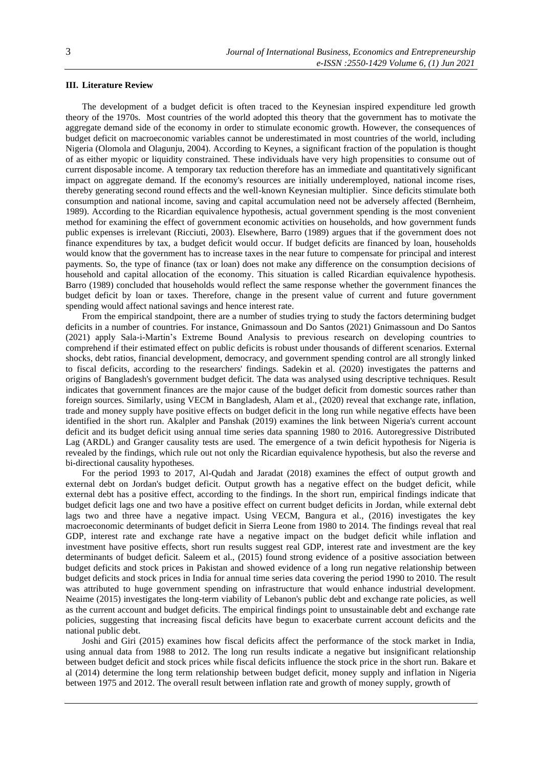### III. Literature Review

The development of a budget deficit is often traced to the Keynesian inspired expenditure led growth theory of the 1970s. Most countries of the world adopted this theory that the government has to motivate the aggregate demand side of the economy in order to stimulate economic growth. However, the consequences of budget deficit on macroeconomic variables cannot be underestimated in most countries of the world, including Nigeria (Olomola and Olagunju, 2004). According to Keynes, a significant fraction of the population is thought of as either myopic or liquidity constrained. These individuals have very high propensities to consume out of current disposable income. A temporary tax reduction therefore has an immediate and quantitatively significant impact on aggregate demand. If the economy's resources are initially underemployed, national income rises, thereby generating second round effects and the well-known Keynesian multiplier. Since deficits stimulate both consumption and national income, saving and capital accumulation need not be adversely affected (Bernheim, 1989). According to the Ricardian equivalence hypothesis, actual government spending is the most convenient method for examining the effect of government economic activities on households, and how government funds public expenses is irrelevant (Ricciuti, 2003). Elsewhere, Barro (1989) argues that if the government does not finance expenditures by tax, a budget deficit would occur. If budget deficits are financed by loan, households would know that the government has to increase taxes in the near future to compensate for principal and interest payments. So, the type of finance (tax or loan) does not make any difference on the consumption decisions of household and capital allocation of the economy. This situation is called Ricardian equivalence hypothesis. Barro (1989) concluded that households would reflect the same response whether the government finances the budget deficit by loan or taxes. Therefore, change in the present value of current and future government spending would affect national savings and hence interest rate.

From the empirical standpoint, there are a number of studies trying to study the factors determining budget deficits in a number of countries. For instance, Gnimassoun and Do Santos (2021) Gnimassoun and Do Santos (2021) apply Sala-i-Martin's Extreme Bound Analysis to previous research on developing countries to comprehend if their estimated effect on public deficits is robust under thousands of different scenarios. External shocks, debt ratios, financial development, democracy, and government spending control are all strongly linked to fiscal deficits, according to the researchers' findings. Sadekin et al. (2020) investigates the patterns and origins of Bangladesh's government budget deficit. The data was analysed using descriptive techniques. Result indicates that government finances are the major cause of the budget deficit from domestic sources rather than foreign sources. Similarly, using VECM in Bangladesh, Alam et al., (2020) reveal that exchange rate, inflation, trade and money supply have positive effects on budget deficit in the long run while negative effects have been identified in the short run. Akalpler and Panshak (2019) examines the link between Nigeria's current account deficit and its budget deficit using annual time series data spanning 1980 to 2016. Autoregressive Distributed Lag (ARDL) and Granger causality tests are used. The emergence of a twin deficit hypothesis for Nigeria is revealed by the findings, which rule out not only the Ricardian equivalence hypothesis, but also the reverse and bi-directional causality hypotheses.

For the period 1993 to 2017, Al-Qudah and Jaradat (2018) examines the effect of output growth and external debt on Jordan's budget deficit. Output growth has a negative effect on the budget deficit, while external debt has a positive effect, according to the findings. In the short run, empirical findings indicate that budget deficit lags one and two have a positive effect on current budget deficits in Jordan, while external debt lags two and three have a negative impact. Using VECM, Bangura et al., (2016) investigates the key macroeconomic determinants of budget deficit in Sierra Leone from 1980 to 2014. The findings reveal that real GDP, interest rate and exchange rate have a negative impact on the budget deficit while inflation and investment have positive effects, short run results suggest real GDP, interest rate and investment are the key determinants of budget deficit. Saleem et al., (2015) found strong evidence of a positive association between budget deficits and stock prices in Pakistan and showed evidence of a long run negative relationship between budget deficits and stock prices in India for annual time series data covering the period 1990 to 2010. The result was attributed to huge government spending on infrastructure that would enhance industrial development. Neaime (2015) investigates the long-term viability of Lebanon's public debt and exchange rate policies, as well as the current account and budget deficits. The empirical findings point to unsustainable debt and exchange rate policies, suggesting that increasing fiscal deficits have begun to exacerbate current account deficits and the national public debt.

Joshi and Giri (2015) examines how fiscal deficits affect the performance of the stock market in India, using annual data from 1988 to 2012. The long run results indicate a negative but insignificant relationship between budget deficit and stock prices while fiscal deficits influence the stock price in the short run. Bakare et al (2014) determine the long term relationship between budget deficit, money supply and inflation in Nigeria between 1975 and 2012. The overall result between inflation rate and growth of money supply, growth of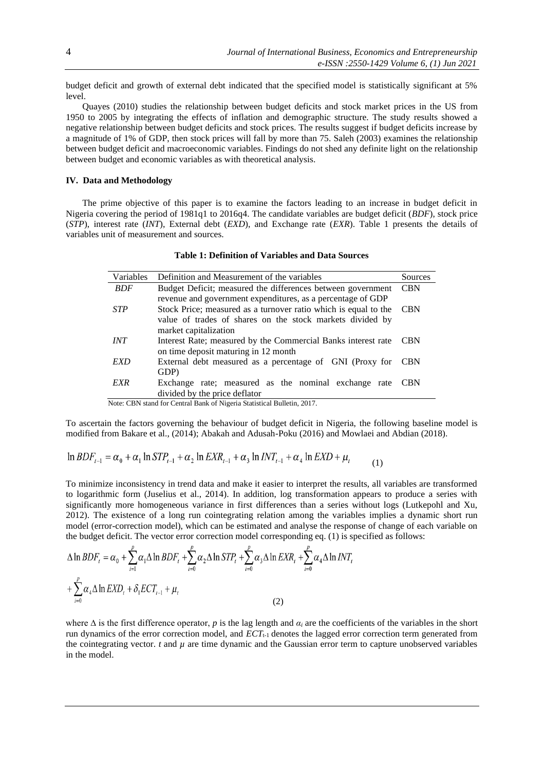budget deficit and growth of external debt indicated that the specified model is statistically significant at 5% level.

Quayes (2010) studies the relationship between budget deficits and stock market prices in the US from 1950 to 2005 by integrating the effects of inflation and demographic structure. The study results showed a negative relationship between budget deficits and stock prices. The results suggest if budget deficits increase by a magnitude of 1% of GDP, then stock prices will fall by more than 75. Saleh (2003) examines the relationship between budget deficit and macroeconomic variables. Findings do not shed any definite light on the relationship between budget and economic variables as with theoretical analysis.

## IV. Data and Methodology

The prime objective of this paper is to examine the factors leading to an increase in budget deficit in Nigeria covering the period of 1981q1 to 2016q4. The candidate variables are budget deficit (*BDF*), stock price (*STP*), interest rate (*INT*), External debt (*EXD*), and Exchange rate (*EXR*). Table 1 presents the details of variables unit of measurement and sources.

**Table 1: Definition of Variables and Data Sources**

| Variables | Definition and Measurement of the variables | Sources |
|---|---|---|
| *BDF* | Budget Deficit; measured the differences between government revenue and government expenditures, as a percentage of GDP | CBN |
| *STP* | Stock Price; measured as a turnover ratio which is equal to the value of trades of shares on the stock markets divided by market capitalization | CBN |
| *INT* | Interest Rate; measured by the Commercial Banks interest rate on time deposit maturing in 12 month | CBN |
| *EXD* | External debt measured as a percentage of GNI (Proxy for GDP) | CBN |
| *EXR* | Exchange rate; measured as the nominal exchange rate divided by the price deflator | CBN |

Note: CBN stand for Central Bank of Nigeria Statistical Bulletin, 2017.

To ascertain the factors governing the behaviour of budget deficit in Nigeria, the following baseline model is modified from Bakare et al., (2014); Abakah and Adusah-Poku (2016) and Mowlaei and Abdian (2018).

$$\ln BDF_{t-1} = \alpha_0 + \alpha_1 \ln STP_{t-1} + \alpha_2 \ln EXR_{t-1} + \alpha_3 \ln INT_{t-1} + \alpha_4 \ln EXD + \mu_t \tag{1}$$

To minimize inconsistency in trend data and make it easier to interpret the results, all variables are transformed to logarithmic form (Juselius et al., 2014). In addition, log transformation appears to produce a series with significantly more homogeneous variance in first differences than a series without logs (Lutkepohl and Xu, 2012). The existence of a long run cointegrating relation among the variables implies a dynamic short run model (error-correction model), which can be estimated and analyse the response of change of each variable on the budget deficit. The vector error correction model corresponding eq. (1) is specified as follows:

$$\Delta \ln BDF_t = \alpha_0 + \sum_{i=1}^{p} \alpha_1 \Delta \ln BDF_t + \sum_{i=0}^{p} \alpha_2 \Delta \ln STP_t + \sum_{i=0}^{p} \alpha_3 \Delta \ln EXR_t + \sum_{i=0}^{p} \alpha_4 \Delta \ln INT_t + \sum_{i=0}^{p} \alpha_4 \Delta \ln EXD_t + \delta_1 ECT_{t-1} + \mu_t \tag{2}$$

where $\Delta$ is the first difference operator, $p$ is the lag length and $\alpha_i$ are the coefficients of the variables in the short run dynamics of the error correction model, and $ECT_{t-1}$ denotes the lagged error correction term generated from the cointegrating vector. $t$ and $\mu$ are time dynamic and the Gaussian error term to capture unobserved variables in the model.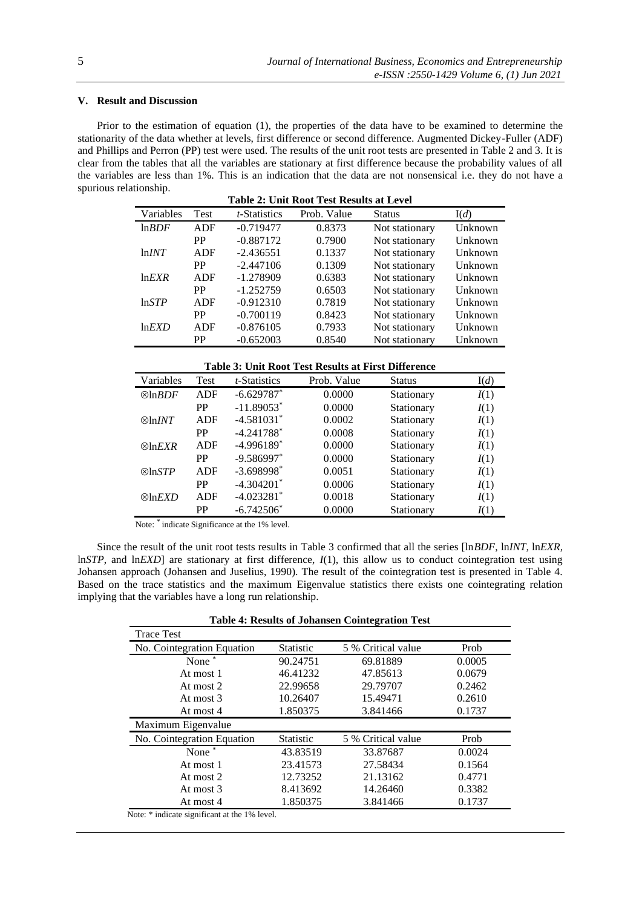## V. Result and Discussion

Prior to the estimation of equation (1), the properties of the data have to be examined to determine the stationarity of the data whether at levels, first difference or second difference. Augmented Dickey-Fuller (ADF) and Phillips and Perron (PP) test were used. The results of the unit root tests are presented in Table 2 and 3. It is clear from the tables that all the variables are stationary at first difference because the probability values of all the variables are less than 1%. This is an indication that the data are not nonsensical i.e. they do not have a spurious relationship.

**Table 2: Unit Root Test Results at Level**

| Variables | Test | *t*-Statistics | Prob. Value | Status | I(*d*) |
|---|---|---|---|---|---|
| ln*BDF* | ADF | -0.719477 | 0.8373 | Not stationary | Unknown |
| | PP | -0.887172 | 0.7900 | Not stationary | Unknown |
| ln*INT* | ADF | -2.436551 | 0.1337 | Not stationary | Unknown |
| | PP | -2.447106 | 0.1309 | Not stationary | Unknown |
| ln*EXR* | ADF | -1.278909 | 0.6383 | Not stationary | Unknown |
| | PP | -1.252759 | 0.6503 | Not stationary | Unknown |
| ln*STP* | ADF | -0.912310 | 0.7819 | Not stationary | Unknown |
| | PP | -0.700119 | 0.8423 | Not stationary | Unknown |
| ln*EXD* | ADF | -0.876105 | 0.7933 | Not stationary | Unknown |
| | PP | -0.652003 | 0.8540 | Not stationary | Unknown |

**Table 3: Unit Root Test Results at First Difference**

| Variables | Test | *t*-Statistics | Prob. Value | Status | I(*d*) |
|---|---|---|---|---|---|
| ⊗ln*BDF* | ADF | -6.629787* | 0.0000 | Stationary | *I*(1) |
| | PP | -11.89053* | 0.0000 | Stationary | *I*(1) |
| ⊗ln*INT* | ADF | -4.581031* | 0.0002 | Stationary | *I*(1) |
| | PP | -4.241788* | 0.0008 | Stationary | *I*(1) |
| ⊗ln*EXR* | ADF | -4.996189* | 0.0000 | Stationary | *I*(1) |
| | PP | -9.586997* | 0.0000 | Stationary | *I*(1) |
| ⊗ln*STP* | ADF | -3.698998* | 0.0051 | Stationary | *I*(1) |
| | PP | -4.304201* | 0.0006 | Stationary | *I*(1) |
| ⊗ln*EXD* | ADF | -4.023281* | 0.0018 | Stationary | *I*(1) |
| | PP | -6.742506* | 0.0000 | Stationary | *I*(1) |

Note: * indicate Significance at the 1% level.

Since the result of the unit root tests results in Table 3 confirmed that all the series [ln*BDF*, ln*INT*, ln*EXR*, ln*STP*, and ln*EXD*] are stationary at first difference, *I*(1), this allow us to conduct cointegration test using Johansen approach (Johansen and Juselius, 1990). The result of the cointegration test is presented in Table 4. Based on the trace statistics and the maximum Eigenvalue statistics there exists one cointegrating relation implying that the variables have a long run relationship.

**Table 4: Results of Johansen Cointegration Test**

| Trace Test | | | |
|---|---|---|---|
| No. Cointegration Equation | Statistic | 5 % Critical value | Prob |
| None * | 90.24751 | 69.81889 | 0.0005 |
| At most 1 | 46.41232 | 47.85613 | 0.0679 |
| At most 2 | 22.99658 | 29.79707 | 0.2462 |
| At most 3 | 10.26407 | 15.49471 | 0.2610 |
| At most 4 | 1.850375 | 3.841466 | 0.1737 |
| **Maximum Eigenvalue** | | | |
| No. Cointegration Equation | Statistic | 5 % Critical value | Prob |
| None * | 43.83519 | 33.87687 | 0.0024 |
| At most 1 | 23.41573 | 27.58434 | 0.1564 |
| At most 2 | 12.73252 | 21.13162 | 0.4771 |
| At most 3 | 8.413692 | 14.26460 | 0.3382 |
| At most 4 | 1.850375 | 3.841466 | 0.1737 |

Note: * indicate significant at the 1% level.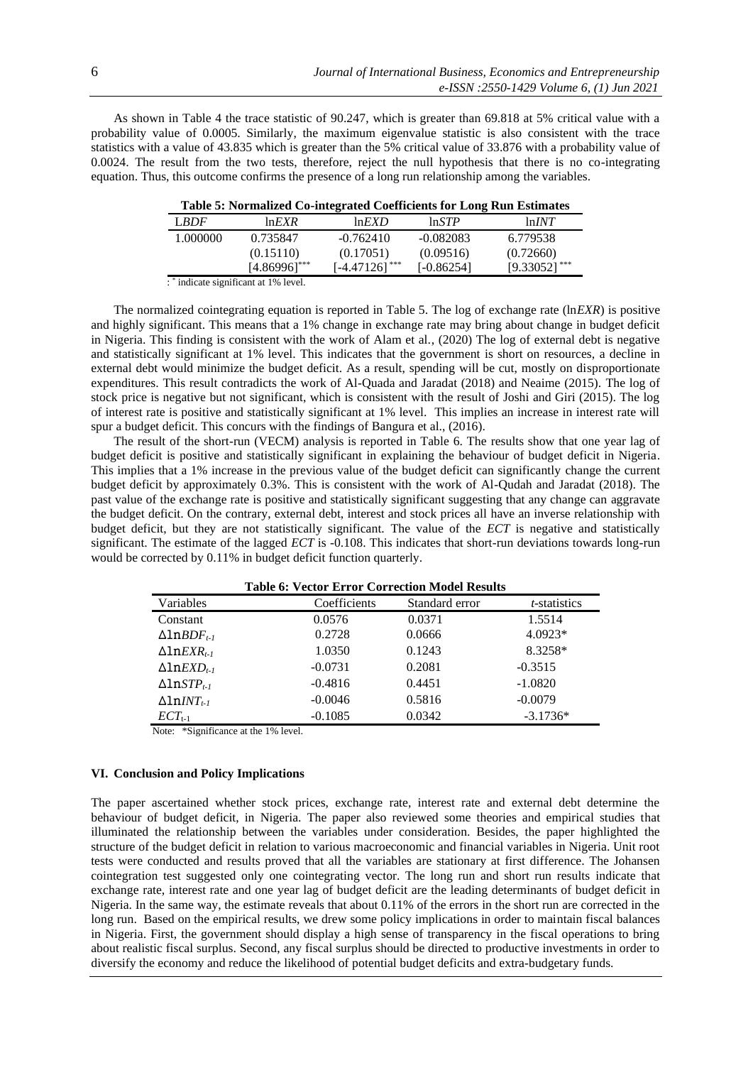As shown in Table 4 the trace statistic of 90.247, which is greater than 69.818 at 5% critical value with a probability value of 0.0005. Similarly, the maximum eigenvalue statistic is also consistent with the trace statistics with a value of 43.835 which is greater than the 5% critical value of 33.876 with a probability value of 0.0024. The result from the two tests, therefore, reject the null hypothesis that there is no co-integrating equation. Thus, this outcome confirms the presence of a long run relationship among the variables.

**Table 5: Normalized Co-integrated Coefficients for Long Run Estimates**

| L*BDF* | ln*EXR* | ln*EXD* | ln*STP* | ln*INT* |
|---|---|---|---|---|
| 1.000000 | 0.735847 | -0.762410 | -0.082083 | 6.779538 |
| | (0.15110) | (0.17051) | (0.09516) | (0.72660) |
| | [4.86996]*** | [-4.47126]*** | [-0.86254] | [9.33052]*** |

: * indicate significant at 1% level.

The normalized cointegrating equation is reported in Table 5. The log of exchange rate (ln*EXR*) is positive and highly significant. This means that a 1% change in exchange rate may bring about change in budget deficit in Nigeria. This finding is consistent with the work of Alam et al., (2020) The log of external debt is negative and statistically significant at 1% level. This indicates that the government is short on resources, a decline in external debt would minimize the budget deficit. As a result, spending will be cut, mostly on disproportionate expenditures. This result contradicts the work of Al-Quada and Jaradat (2018) and Neaime (2015). The log of stock price is negative but not significant, which is consistent with the result of Joshi and Giri (2015). The log of interest rate is positive and statistically significant at 1% level. This implies an increase in interest rate will spur a budget deficit. This concurs with the findings of Bangura et al., (2016).

The result of the short-run (VECM) analysis is reported in Table 6. The results show that one year lag of budget deficit is positive and statistically significant in explaining the behaviour of budget deficit in Nigeria. This implies that a 1% increase in the previous value of the budget deficit can significantly change the current budget deficit by approximately 0.3%. This is consistent with the work of Al-Qudah and Jaradat (2018). The past value of the exchange rate is positive and statistically significant suggesting that any change can aggravate the budget deficit. On the contrary, external debt, interest and stock prices all have an inverse relationship with budget deficit, but they are not statistically significant. The value of the *ECT* is negative and statistically significant. The estimate of the lagged *ECT* is -0.108. This indicates that short-run deviations towards long-run would be corrected by 0.11% in budget deficit function quarterly.

**Table 6: Vector Error Correction Model Results**

| Variables | Coefficients | Standard error | *t*-statistics |
|---|---|---|---|
| Constant | 0.0576 | 0.0371 | 1.5514 |
| $\Delta \ln BDF_{t-1}$ | 0.2728 | 0.0666 | 4.0923* |
| $\Delta \ln EXR_{t-1}$ | 1.0350 | 0.1243 | 8.3258* |
| $\Delta \ln EXD_{t-1}$ | -0.0731 | 0.2081 | -0.3515 |
| $\Delta \ln STP_{t-1}$ | -0.4816 | 0.4451 | -1.0820 |
| $\Delta \ln INT_{t-1}$ | -0.0046 | 0.5816 | -0.0079 |
| $ECT_{t-1}$ | -0.1085 | 0.0342 | -3.1736* |

Note: *Significance at the 1% level.

### VI. Conclusion and Policy Implications

The paper ascertained whether stock prices, exchange rate, interest rate and external debt determine the behaviour of budget deficit, in Nigeria. The paper also reviewed some theories and empirical studies that illuminated the relationship between the variables under consideration. Besides, the paper highlighted the structure of the budget deficit in relation to various macroeconomic and financial variables in Nigeria. Unit root tests were conducted and results proved that all the variables are stationary at first difference. The Johansen cointegration test suggested only one cointegrating vector. The long run and short run results indicate that exchange rate, interest rate and one year lag of budget deficit are the leading determinants of budget deficit in Nigeria. In the same way, the estimate reveals that about 0.11% of the errors in the short run are corrected in the long run. Based on the empirical results, we drew some policy implications in order to maintain fiscal balances in Nigeria. First, the government should display a high sense of transparency in the fiscal operations to bring about realistic fiscal surplus. Second, any fiscal surplus should be directed to productive investments in order to diversify the economy and reduce the likelihood of potential budget deficits and extra-budgetary funds.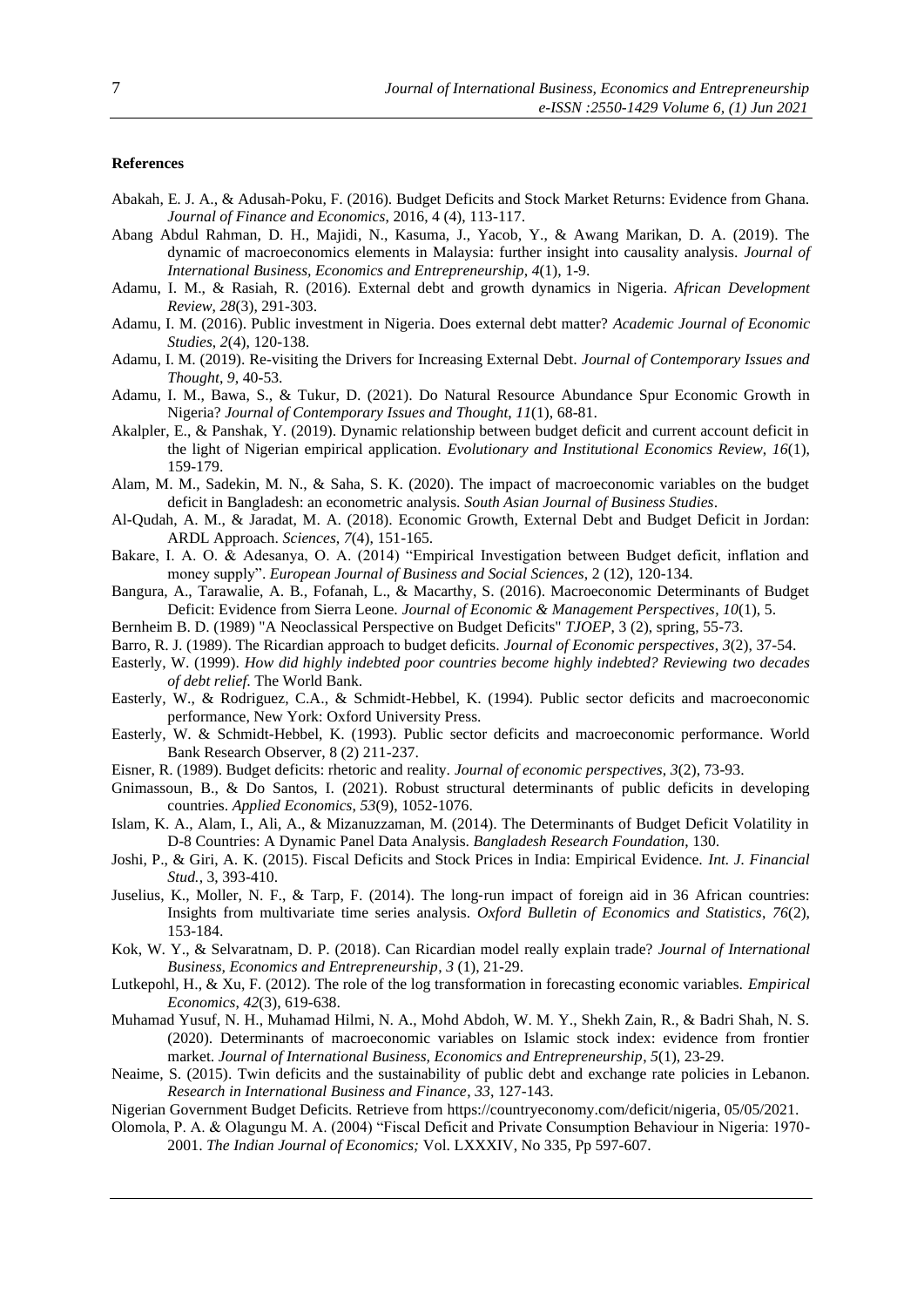**References**

Abakah, E. J. A., & Adusah-Poku, F. (2016). Budget Deficits and Stock Market Returns: Evidence from Ghana. *Journal of Finance and Economics*, 2016, 4 (4), 113-117.

Abang Abdul Rahman, D. H., Majidi, N., Kasuma, J., Yacob, Y., & Awang Marikan, D. A. (2019). The dynamic of macroeconomics elements in Malaysia: further insight into causality analysis. *Journal of International Business, Economics and Entrepreneurship*, *4*(1), 1-9.

Adamu, I. M., & Rasiah, R. (2016). External debt and growth dynamics in Nigeria. *African Development Review*, *28*(3), 291-303.

Adamu, I. M. (2016). Public investment in Nigeria. Does external debt matter? *Academic Journal of Economic Studies*, *2*(4), 120-138.

Adamu, I. M. (2019). Re-visiting the Drivers for Increasing External Debt. *Journal of Contemporary Issues and Thought*, *9*, 40-53.

Adamu, I. M., Bawa, S., & Tukur, D. (2021). Do Natural Resource Abundance Spur Economic Growth in Nigeria? *Journal of Contemporary Issues and Thought*, *11*(1), 68-81.

Akalpler, E., & Panshak, Y. (2019). Dynamic relationship between budget deficit and current account deficit in the light of Nigerian empirical application. *Evolutionary and Institutional Economics Review*, *16*(1), 159-179.

Alam, M. M., Sadekin, M. N., & Saha, S. K. (2020). The impact of macroeconomic variables on the budget deficit in Bangladesh: an econometric analysis. *South Asian Journal of Business Studies*.

Al-Qudah, A. M., & Jaradat, M. A. (2018). Economic Growth, External Debt and Budget Deficit in Jordan: ARDL Approach. *Sciences*, *7*(4), 151-165.

Bakare, I. A. O. & Adesanya, O. A. (2014) "Empirical Investigation between Budget deficit, inflation and money supply". *European Journal of Business and Social Sciences*, 2 (12), 120-134.

Bangura, A., Tarawalie, A. B., Fofanah, L., & Macarthy, S. (2016). Macroeconomic Determinants of Budget Deficit: Evidence from Sierra Leone. *Journal of Economic & Management Perspectives*, *10*(1), 5.

Bernheim B. D. (1989) "A Neoclassical Perspective on Budget Deficits" *TJOEP*, 3 (2), spring, 55-73.

Barro, R. J. (1989). The Ricardian approach to budget deficits. *Journal of Economic perspectives*, *3*(2), 37-54.

Easterly, W. (1999). *How did highly indebted poor countries become highly indebted? Reviewing two decades of debt relief*. The World Bank.

Easterly, W., & Rodriguez, C.A., & Schmidt-Hebbel, K. (1994). Public sector deficits and macroeconomic performance, New York: Oxford University Press.

Easterly, W. & Schmidt-Hebbel, K. (1993). Public sector deficits and macroeconomic performance. World Bank Research Observer, 8 (2) 211-237.

Eisner, R. (1989). Budget deficits: rhetoric and reality. *Journal of economic perspectives*, *3*(2), 73-93.

Gnimassoun, B., & Do Santos, I. (2021). Robust structural determinants of public deficits in developing countries. *Applied Economics*, *53*(9), 1052-1076.

Islam, K. A., Alam, I., Ali, A., & Mizanuzzaman, M. (2014). The Determinants of Budget Deficit Volatility in D-8 Countries: A Dynamic Panel Data Analysis. *Bangladesh Research Foundation*, 130.

Joshi, P., & Giri, A. K. (2015). Fiscal Deficits and Stock Prices in India: Empirical Evidence. *Int. J. Financial Stud.*, 3, 393-410.

Juselius, K., Moller, N. F., & Tarp, F. (2014). The long-run impact of foreign aid in 36 African countries: Insights from multivariate time series analysis. *Oxford Bulletin of Economics and Statistics*, *76*(2), 153-184.

Kok, W. Y., & Selvaratnam, D. P. (2018). Can Ricardian model really explain trade? *Journal of International Business, Economics and Entrepreneurship*, *3* (1), 21-29.

Lutkepohl, H., & Xu, F. (2012). The role of the log transformation in forecasting economic variables. *Empirical Economics*, *42*(3), 619-638.

Muhamad Yusuf, N. H., Muhamad Hilmi, N. A., Mohd Abdoh, W. M. Y., Shekh Zain, R., & Badri Shah, N. S. (2020). Determinants of macroeconomic variables on Islamic stock index: evidence from frontier market. *Journal of International Business, Economics and Entrepreneurship*, *5*(1), 23-29.

Neaime, S. (2015). Twin deficits and the sustainability of public debt and exchange rate policies in Lebanon. *Research in International Business and Finance*, *33*, 127-143.

Nigerian Government Budget Deficits. Retrieve from https://countryeconomy.com/deficit/nigeria, 05/05/2021.

Olomola, P. A. & Olagungu M. A. (2004) "Fiscal Deficit and Private Consumption Behaviour in Nigeria: 1970-2001. *The Indian Journal of Economics;* Vol. LXXXIV, No 335, Pp 597-607.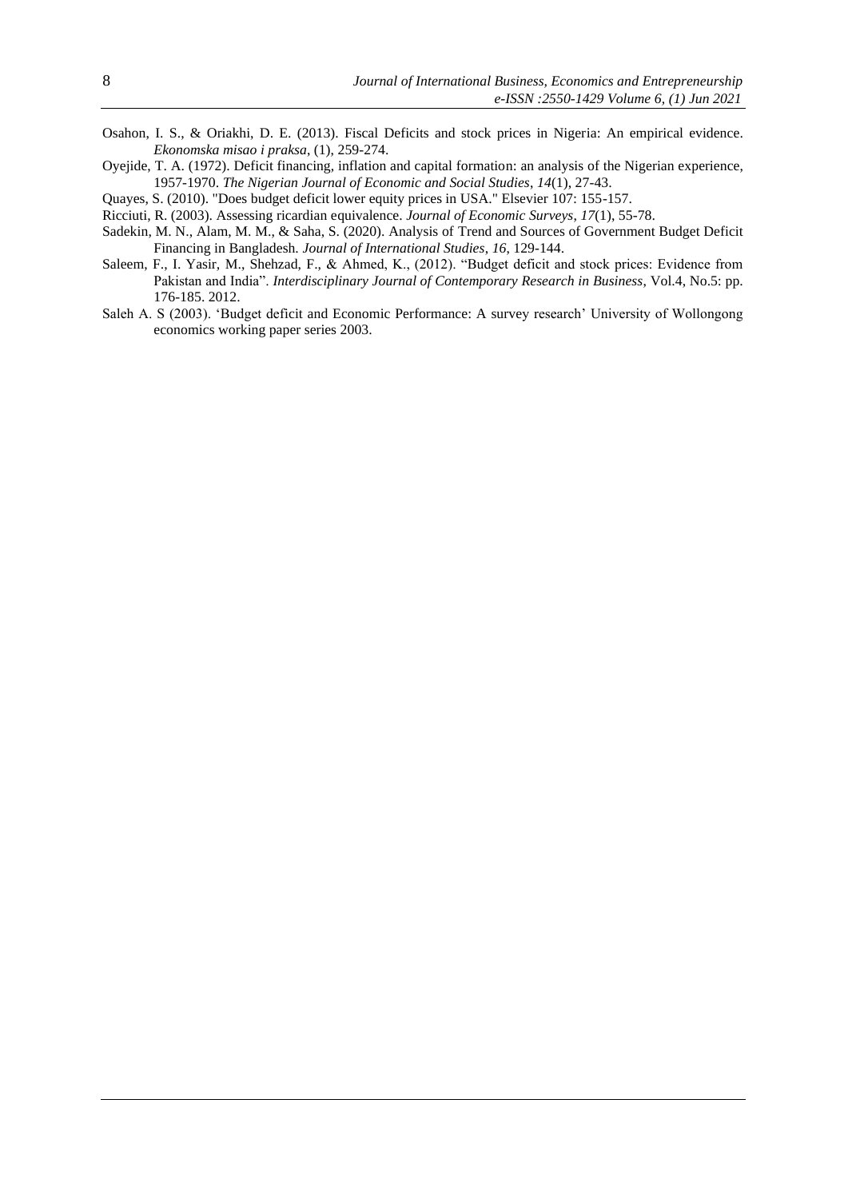Osahon, I. S., & Oriakhi, D. E. (2013). Fiscal Deficits and stock prices in Nigeria: An empirical evidence. *Ekonomska misao i praksa*, (1), 259-274.

Oyejide, T. A. (1972). Deficit financing, inflation and capital formation: an analysis of the Nigerian experience, 1957-1970. *The Nigerian Journal of Economic and Social Studies*, *14*(1), 27-43.

Quayes, S. (2010). "Does budget deficit lower equity prices in USA." Elsevier 107: 155-157.

Ricciuti, R. (2003). Assessing ricardian equivalence. *Journal of Economic Surveys*, *17*(1), 55-78.

Sadekin, M. N., Alam, M. M., & Saha, S. (2020). Analysis of Trend and Sources of Government Budget Deficit Financing in Bangladesh. *Journal of International Studies*, *16*, 129-144.

Saleem, F., I. Yasir, M., Shehzad, F., & Ahmed, K., (2012). "Budget deficit and stock prices: Evidence from Pakistan and India". *Interdisciplinary Journal of Contemporary Research in Business*, Vol.4, No.5: pp. 176-185. 2012.

Saleh A. S (2003). 'Budget deficit and Economic Performance: A survey research' University of Wollongong economics working paper series 2003.